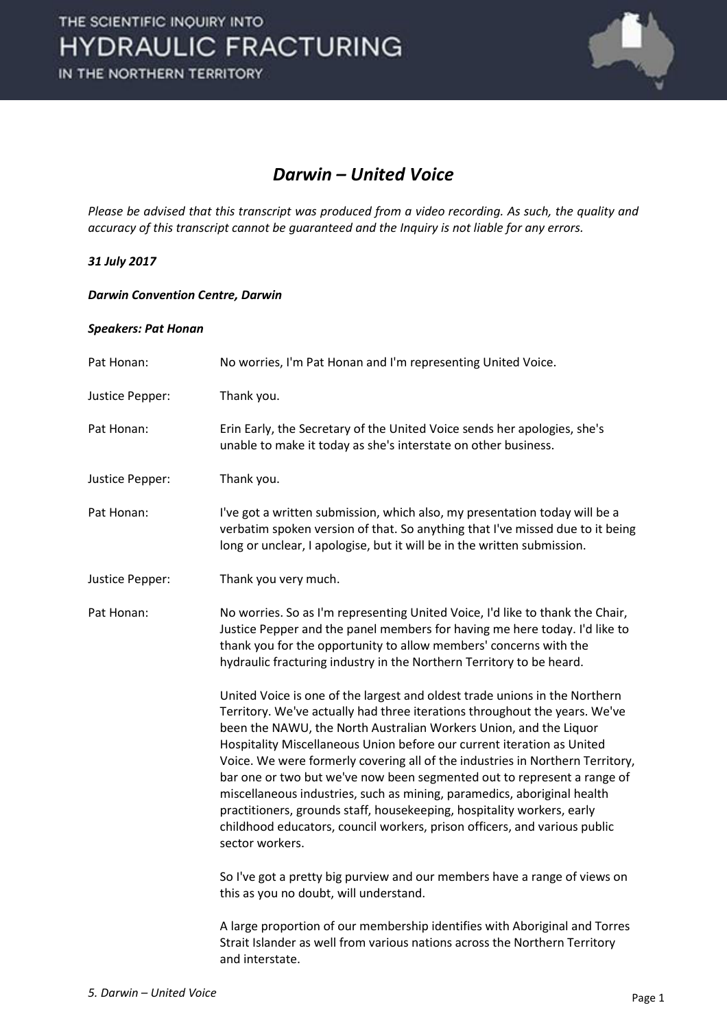# *Darwin – United Voice*

*Please be advised that this transcript was produced from a video recording. As such, the quality and accuracy of this transcript cannot be guaranteed and the Inquiry is not liable for any errors.*

***31 July 2017***

***Darwin Convention Centre, Darwin***

***Speakers: Pat Honan***

Pat Honan: No worries, I'm Pat Honan and I'm representing United Voice.

Justice Pepper: Thank you.

Pat Honan: Erin Early, the Secretary of the United Voice sends her apologies, she's unable to make it today as she's interstate on other business.

Justice Pepper: Thank you.

Pat Honan: I've got a written submission, which also, my presentation today will be a verbatim spoken version of that. So anything that I've missed due to it being long or unclear, I apologise, but it will be in the written submission.

Justice Pepper: Thank you very much.

Pat Honan: No worries. So as I'm representing United Voice, I'd like to thank the Chair, Justice Pepper and the panel members for having me here today. I'd like to thank you for the opportunity to allow members' concerns with the hydraulic fracturing industry in the Northern Territory to be heard.

United Voice is one of the largest and oldest trade unions in the Northern Territory. We've actually had three iterations throughout the years. We've been the NAWU, the North Australian Workers Union, and the Liquor Hospitality Miscellaneous Union before our current iteration as United Voice. We were formerly covering all of the industries in Northern Territory, bar one or two but we've now been segmented out to represent a range of miscellaneous industries, such as mining, paramedics, aboriginal health practitioners, grounds staff, housekeeping, hospitality workers, early childhood educators, council workers, prison officers, and various public sector workers.

So I've got a pretty big purview and our members have a range of views on this as you no doubt, will understand.

A large proportion of our membership identifies with Aboriginal and Torres Strait Islander as well from various nations across the Northern Territory and interstate.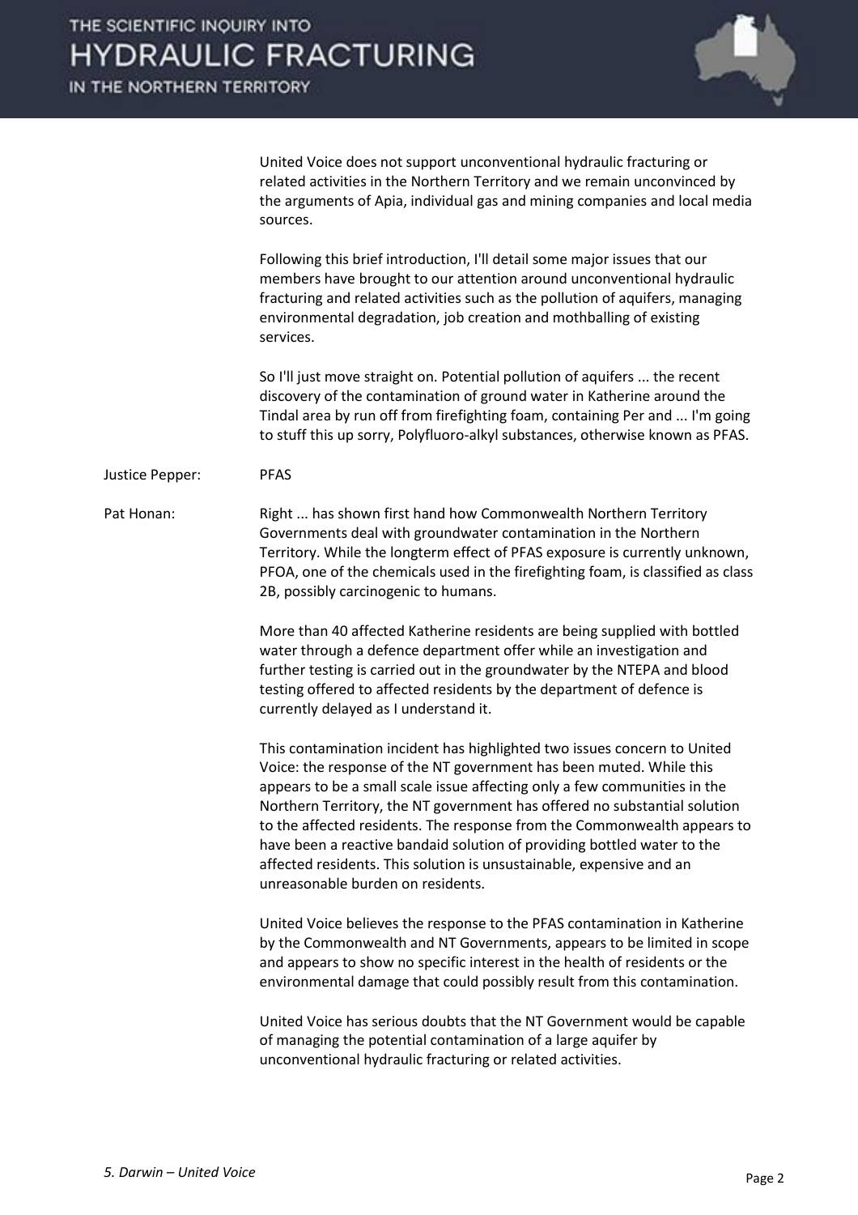United Voice does not support unconventional hydraulic fracturing or related activities in the Northern Territory and we remain unconvinced by the arguments of Apia, individual gas and mining companies and local media sources.

Following this brief introduction, I'll detail some major issues that our members have brought to our attention around unconventional hydraulic fracturing and related activities such as the pollution of aquifers, managing environmental degradation, job creation and mothballing of existing services.

So I'll just move straight on. Potential pollution of aquifers ... the recent discovery of the contamination of ground water in Katherine around the Tindal area by run off from firefighting foam, containing Per and ... I'm going to stuff this up sorry, Polyfluoro-alkyl substances, otherwise known as PFAS.

Justice Pepper: PFAS

Pat Honan: Right ... has shown first hand how Commonwealth Northern Territory Governments deal with groundwater contamination in the Northern Territory. While the longterm effect of PFAS exposure is currently unknown, PFOA, one of the chemicals used in the firefighting foam, is classified as class 2B, possibly carcinogenic to humans.

More than 40 affected Katherine residents are being supplied with bottled water through a defence department offer while an investigation and further testing is carried out in the groundwater by the NTEPA and blood testing offered to affected residents by the department of defence is currently delayed as I understand it.

This contamination incident has highlighted two issues concern to United Voice: the response of the NT government has been muted. While this appears to be a small scale issue affecting only a few communities in the Northern Territory, the NT government has offered no substantial solution to the affected residents. The response from the Commonwealth appears to have been a reactive bandaid solution of providing bottled water to the affected residents. This solution is unsustainable, expensive and an unreasonable burden on residents.

United Voice believes the response to the PFAS contamination in Katherine by the Commonwealth and NT Governments, appears to be limited in scope and appears to show no specific interest in the health of residents or the environmental damage that could possibly result from this contamination.

United Voice has serious doubts that the NT Government would be capable of managing the potential contamination of a large aquifer by unconventional hydraulic fracturing or related activities.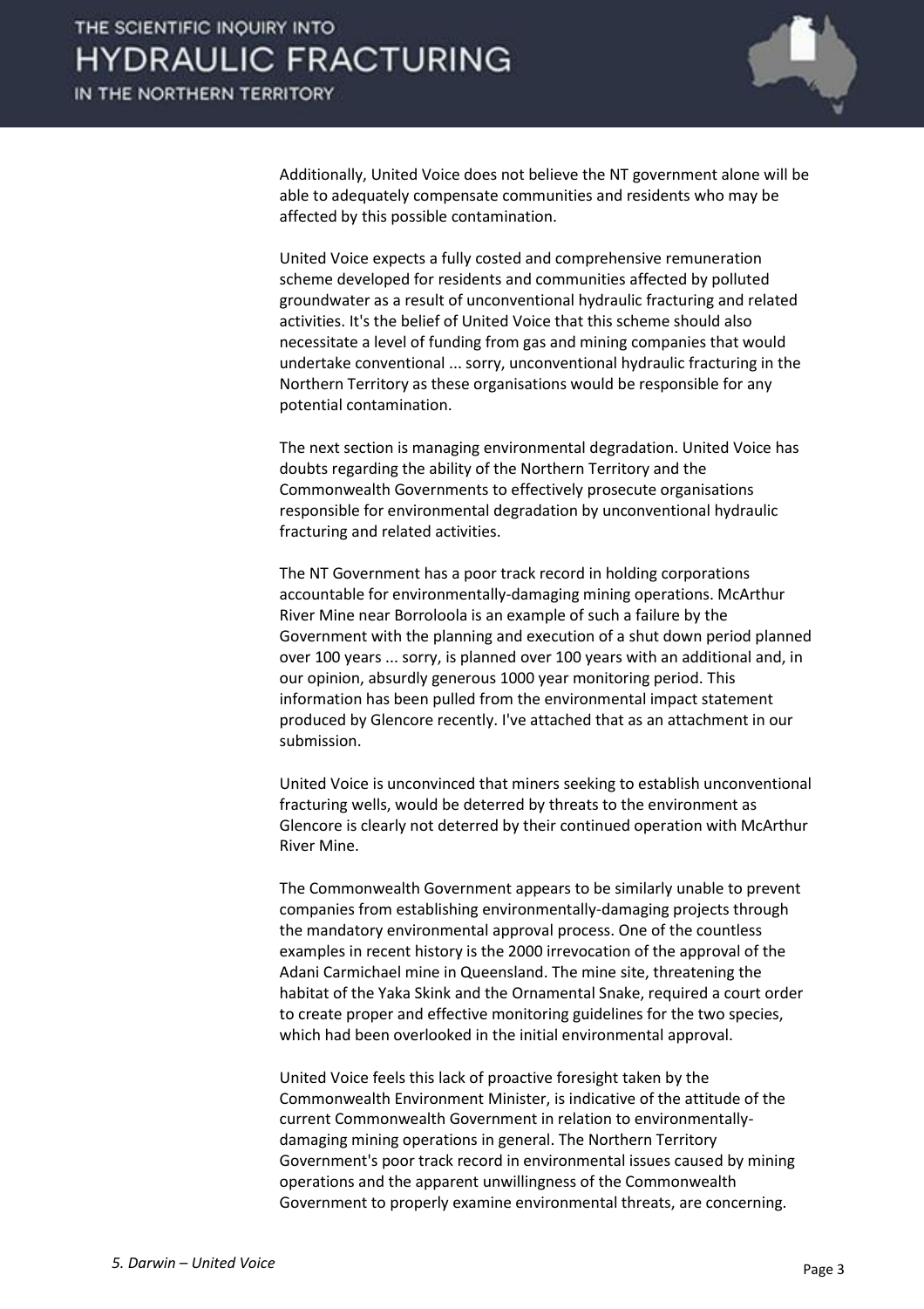Additionally, United Voice does not believe the NT government alone will be able to adequately compensate communities and residents who may be affected by this possible contamination.

United Voice expects a fully costed and comprehensive remuneration scheme developed for residents and communities affected by polluted groundwater as a result of unconventional hydraulic fracturing and related activities. It's the belief of United Voice that this scheme should also necessitate a level of funding from gas and mining companies that would undertake conventional ... sorry, unconventional hydraulic fracturing in the Northern Territory as these organisations would be responsible for any potential contamination.

The next section is managing environmental degradation. United Voice has doubts regarding the ability of the Northern Territory and the Commonwealth Governments to effectively prosecute organisations responsible for environmental degradation by unconventional hydraulic fracturing and related activities.

The NT Government has a poor track record in holding corporations accountable for environmentally-damaging mining operations. McArthur River Mine near Borroloola is an example of such a failure by the Government with the planning and execution of a shut down period planned over 100 years ... sorry, is planned over 100 years with an additional and, in our opinion, absurdly generous 1000 year monitoring period. This information has been pulled from the environmental impact statement produced by Glencore recently. I've attached that as an attachment in our submission.

United Voice is unconvinced that miners seeking to establish unconventional fracturing wells, would be deterred by threats to the environment as Glencore is clearly not deterred by their continued operation with McArthur River Mine.

The Commonwealth Government appears to be similarly unable to prevent companies from establishing environmentally-damaging projects through the mandatory environmental approval process. One of the countless examples in recent history is the 2000 irrevocation of the approval of the Adani Carmichael mine in Queensland. The mine site, threatening the habitat of the Yaka Skink and the Ornamental Snake, required a court order to create proper and effective monitoring guidelines for the two species, which had been overlooked in the initial environmental approval.

United Voice feels this lack of proactive foresight taken by the Commonwealth Environment Minister, is indicative of the attitude of the current Commonwealth Government in relation to environmentally-damaging mining operations in general. The Northern Territory Government's poor track record in environmental issues caused by mining operations and the apparent unwillingness of the Commonwealth Government to properly examine environmental threats, are concerning.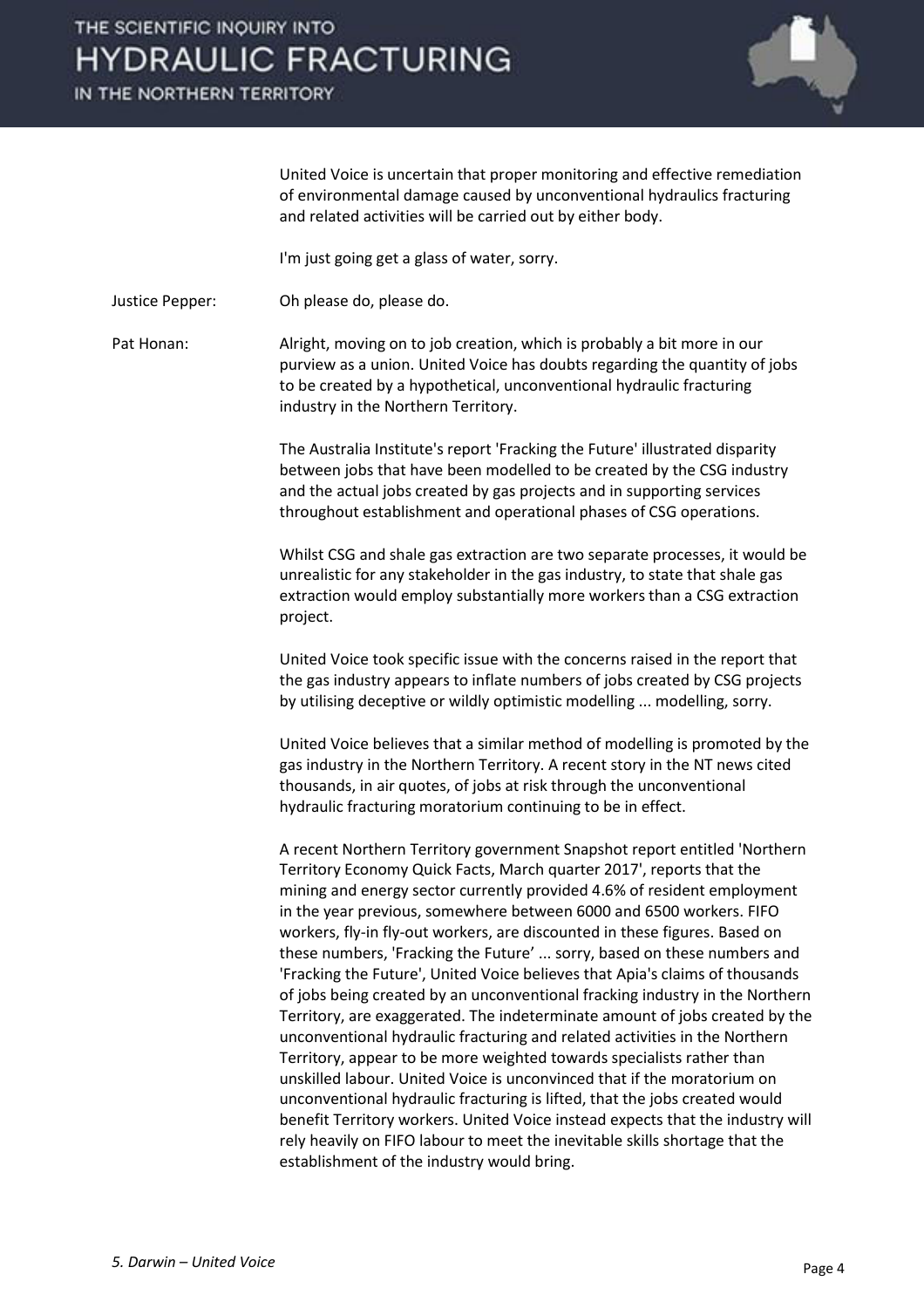United Voice is uncertain that proper monitoring and effective remediation of environmental damage caused by unconventional hydraulics fracturing and related activities will be carried out by either body.

I'm just going get a glass of water, sorry.

Justice Pepper: Oh please do, please do.

Pat Honan: Alright, moving on to job creation, which is probably a bit more in our purview as a union. United Voice has doubts regarding the quantity of jobs to be created by a hypothetical, unconventional hydraulic fracturing industry in the Northern Territory.

The Australia Institute's report 'Fracking the Future' illustrated disparity between jobs that have been modelled to be created by the CSG industry and the actual jobs created by gas projects and in supporting services throughout establishment and operational phases of CSG operations.

Whilst CSG and shale gas extraction are two separate processes, it would be unrealistic for any stakeholder in the gas industry, to state that shale gas extraction would employ substantially more workers than a CSG extraction project.

United Voice took specific issue with the concerns raised in the report that the gas industry appears to inflate numbers of jobs created by CSG projects by utilising deceptive or wildly optimistic modelling ... modelling, sorry.

United Voice believes that a similar method of modelling is promoted by the gas industry in the Northern Territory. A recent story in the NT news cited thousands, in air quotes, of jobs at risk through the unconventional hydraulic fracturing moratorium continuing to be in effect.

A recent Northern Territory government Snapshot report entitled 'Northern Territory Economy Quick Facts, March quarter 2017', reports that the mining and energy sector currently provided 4.6% of resident employment in the year previous, somewhere between 6000 and 6500 workers. FIFO workers, fly-in fly-out workers, are discounted in these figures. Based on these numbers, 'Fracking the Future' ... sorry, based on these numbers and 'Fracking the Future', United Voice believes that Apia's claims of thousands of jobs being created by an unconventional fracking industry in the Northern Territory, are exaggerated. The indeterminate amount of jobs created by the unconventional hydraulic fracturing and related activities in the Northern Territory, appear to be more weighted towards specialists rather than unskilled labour. United Voice is unconvinced that if the moratorium on unconventional hydraulic fracturing is lifted, that the jobs created would benefit Territory workers. United Voice instead expects that the industry will rely heavily on FIFO labour to meet the inevitable skills shortage that the establishment of the industry would bring.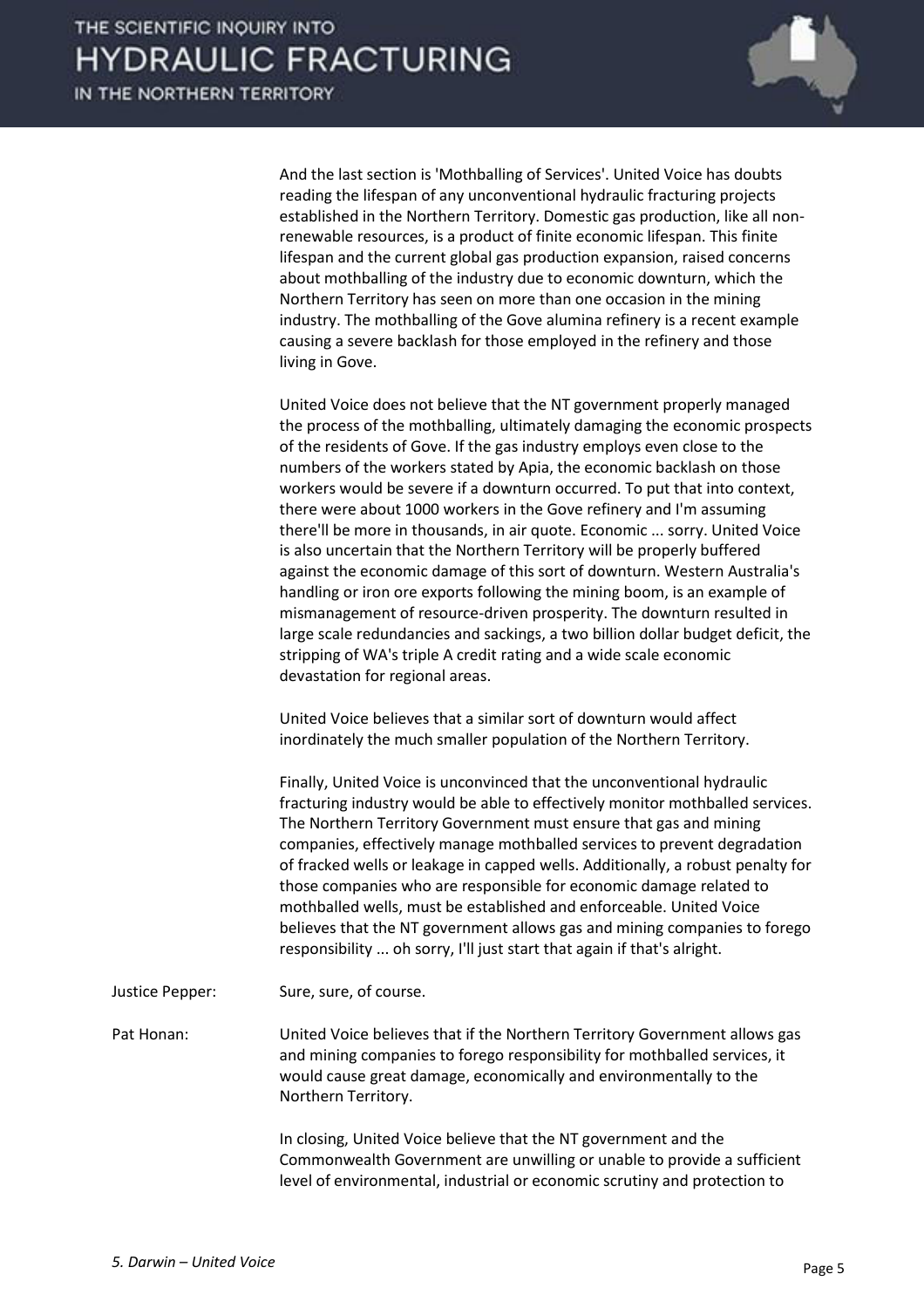And the last section is 'Mothballing of Services'. United Voice has doubts reading the lifespan of any unconventional hydraulic fracturing projects established in the Northern Territory. Domestic gas production, like all non-renewable resources, is a product of finite economic lifespan. This finite lifespan and the current global gas production expansion, raised concerns about mothballing of the industry due to economic downturn, which the Northern Territory has seen on more than one occasion in the mining industry. The mothballing of the Gove alumina refinery is a recent example causing a severe backlash for those employed in the refinery and those living in Gove.

United Voice does not believe that the NT government properly managed the process of the mothballing, ultimately damaging the economic prospects of the residents of Gove. If the gas industry employs even close to the numbers of the workers stated by Apia, the economic backlash on those workers would be severe if a downturn occurred. To put that into context, there were about 1000 workers in the Gove refinery and I'm assuming there'll be more in thousands, in air quote. Economic ... sorry. United Voice is also uncertain that the Northern Territory will be properly buffered against the economic damage of this sort of downturn. Western Australia's handling or iron ore exports following the mining boom, is an example of mismanagement of resource-driven prosperity. The downturn resulted in large scale redundancies and sackings, a two billion dollar budget deficit, the stripping of WA's triple A credit rating and a wide scale economic devastation for regional areas.

United Voice believes that a similar sort of downturn would affect inordinately the much smaller population of the Northern Territory.

Finally, United Voice is unconvinced that the unconventional hydraulic fracturing industry would be able to effectively monitor mothballed services. The Northern Territory Government must ensure that gas and mining companies, effectively manage mothballed services to prevent degradation of fracked wells or leakage in capped wells. Additionally, a robust penalty for those companies who are responsible for economic damage related to mothballed wells, must be established and enforceable. United Voice believes that the NT government allows gas and mining companies to forego responsibility ... oh sorry, I'll just start that again if that's alright.

Justice Pepper: Sure, sure, of course.

Pat Honan: United Voice believes that if the Northern Territory Government allows gas and mining companies to forego responsibility for mothballed services, it would cause great damage, economically and environmentally to the Northern Territory.

In closing, United Voice believe that the NT government and the Commonwealth Government are unwilling or unable to provide a sufficient level of environmental, industrial or economic scrutiny and protection to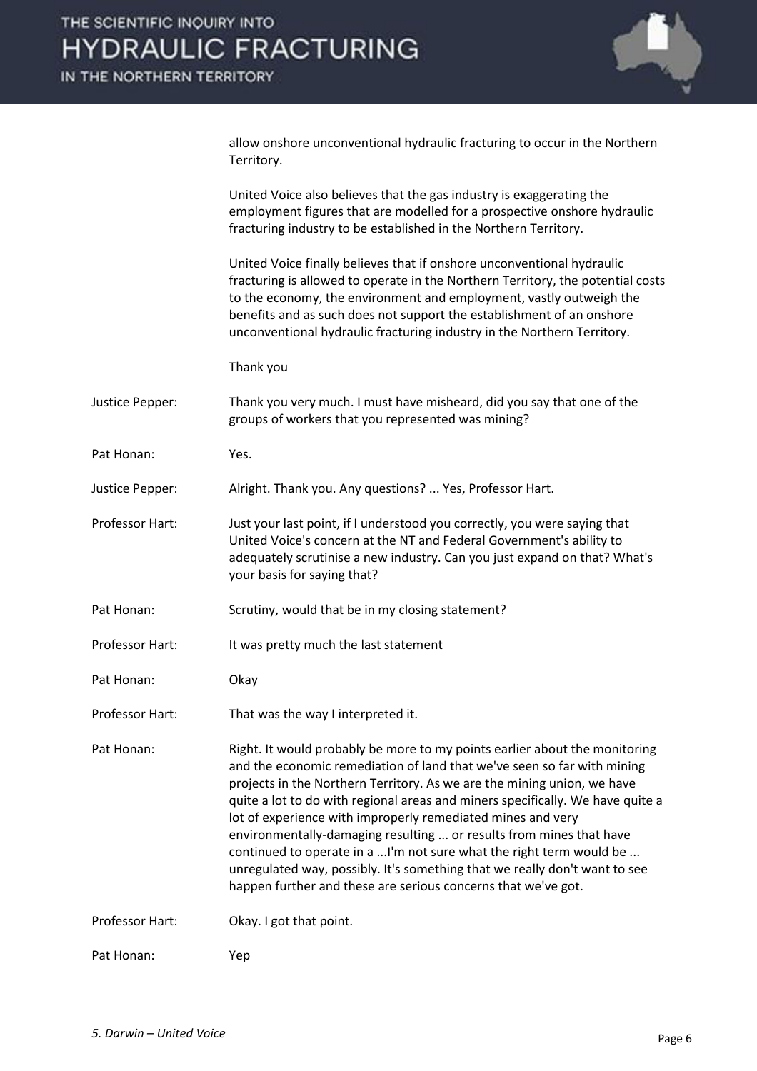allow onshore unconventional hydraulic fracturing to occur in the Northern Territory.

United Voice also believes that the gas industry is exaggerating the employment figures that are modelled for a prospective onshore hydraulic fracturing industry to be established in the Northern Territory.

United Voice finally believes that if onshore unconventional hydraulic fracturing is allowed to operate in the Northern Territory, the potential costs to the economy, the environment and employment, vastly outweigh the benefits and as such does not support the establishment of an onshore unconventional hydraulic fracturing industry in the Northern Territory.

Thank you

| | |
|---|---|
| Justice Pepper: | Thank you very much. I must have misheard, did you say that one of the groups of workers that you represented was mining? |
| Pat Honan: | Yes. |
| Justice Pepper: | Alright. Thank you. Any questions? ... Yes, Professor Hart. |
| Professor Hart: | Just your last point, if I understood you correctly, you were saying that United Voice's concern at the NT and Federal Government's ability to adequately scrutinise a new industry. Can you just expand on that? What's your basis for saying that? |
| Pat Honan: | Scrutiny, would that be in my closing statement? |
| Professor Hart: | It was pretty much the last statement |
| Pat Honan: | Okay |
| Professor Hart: | That was the way I interpreted it. |
| Pat Honan: | Right. It would probably be more to my points earlier about the monitoring and the economic remediation of land that we've seen so far with mining projects in the Northern Territory. As we are the mining union, we have quite a lot to do with regional areas and miners specifically. We have quite a lot of experience with improperly remediated mines and very environmentally-damaging resulting ... or results from mines that have continued to operate in a ...I'm not sure what the right term would be ... unregulated way, possibly. It's something that we really don't want to see happen further and these are serious concerns that we've got. |
| Professor Hart: | Okay. I got that point. |
| Pat Honan: | Yep |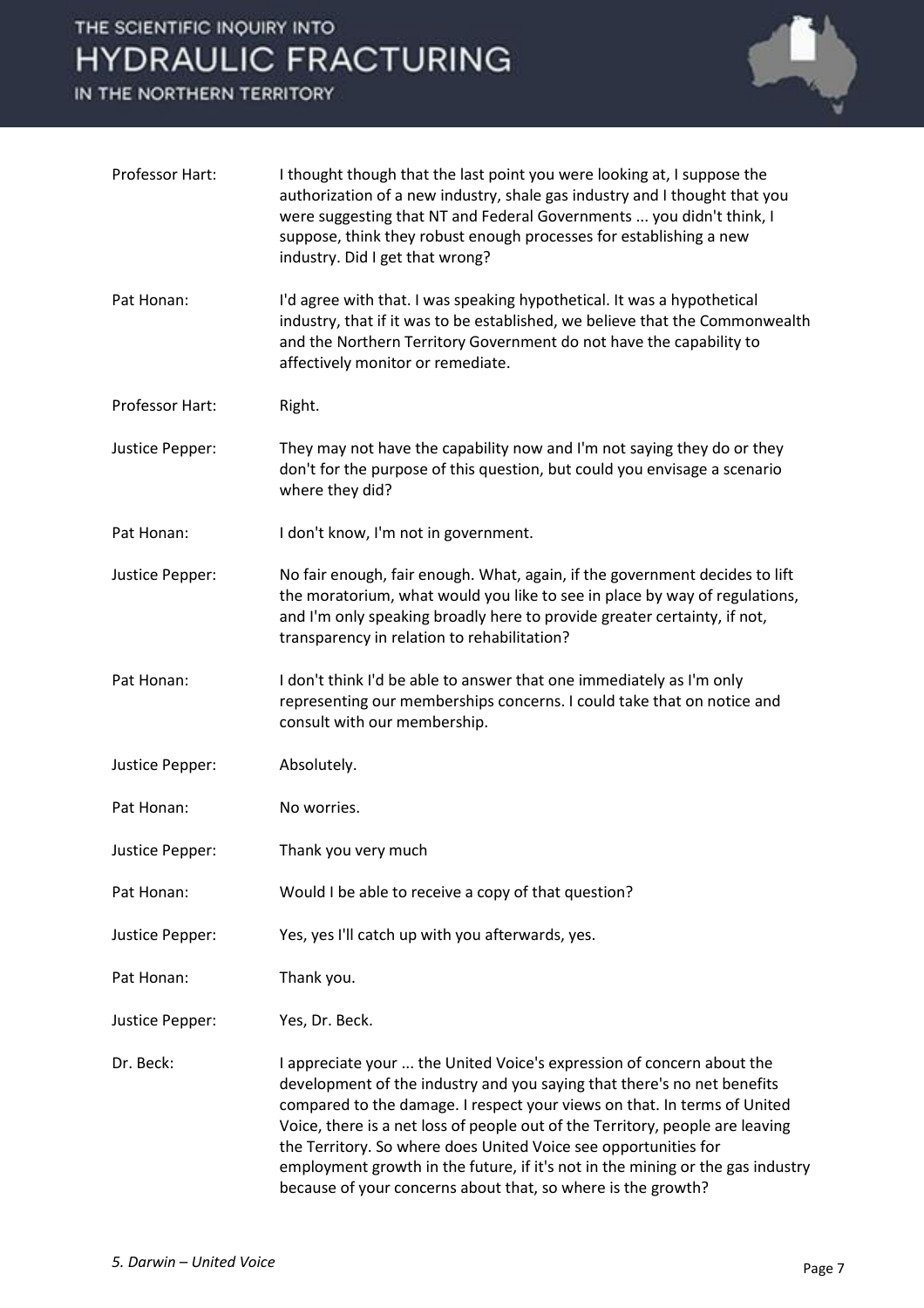Professor Hart: I thought though that the last point you were looking at, I suppose the authorization of a new industry, shale gas industry and I thought that you were suggesting that NT and Federal Governments ... you didn't think, I suppose, think they robust enough processes for establishing a new industry. Did I get that wrong?

Pat Honan: I'd agree with that. I was speaking hypothetical. It was a hypothetical industry, that if it was to be established, we believe that the Commonwealth and the Northern Territory Government do not have the capability to affectively monitor or remediate.

Professor Hart: Right.

Justice Pepper: They may not have the capability now and I'm not saying they do or they don't for the purpose of this question, but could you envisage a scenario where they did?

Pat Honan: I don't know, I'm not in government.

Justice Pepper: No fair enough, fair enough. What, again, if the government decides to lift the moratorium, what would you like to see in place by way of regulations, and I'm only speaking broadly here to provide greater certainty, if not, transparency in relation to rehabilitation?

Pat Honan: I don't think I'd be able to answer that one immediately as I'm only representing our memberships concerns. I could take that on notice and consult with our membership.

Justice Pepper: Absolutely.

Pat Honan: No worries.

Justice Pepper: Thank you very much

Pat Honan: Would I be able to receive a copy of that question?

Justice Pepper: Yes, yes I'll catch up with you afterwards, yes.

Pat Honan: Thank you.

Justice Pepper: Yes, Dr. Beck.

Dr. Beck: I appreciate your ... the United Voice's expression of concern about the development of the industry and you saying that there's no net benefits compared to the damage. I respect your views on that. In terms of United Voice, there is a net loss of people out of the Territory, people are leaving the Territory. So where does United Voice see opportunities for employment growth in the future, if it's not in the mining or the gas industry because of your concerns about that, so where is the growth?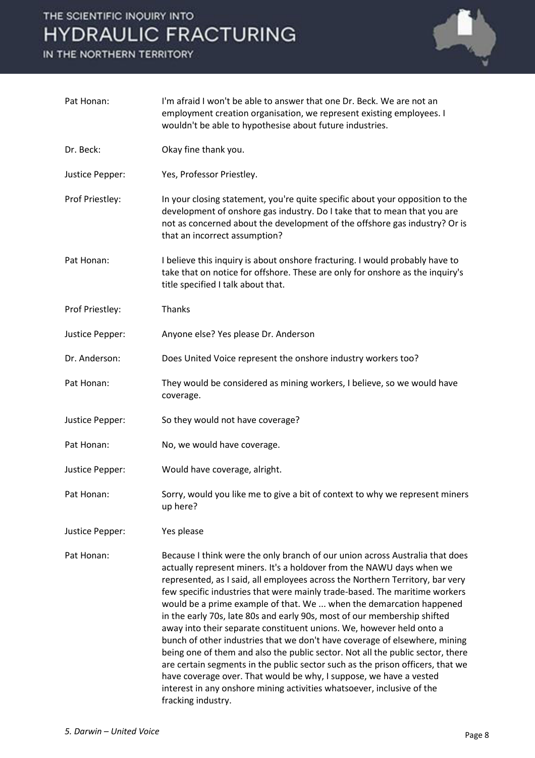Pat Honan: I'm afraid I won't be able to answer that one Dr. Beck. We are not an employment creation organisation, we represent existing employees. I wouldn't be able to hypothesise about future industries.

Dr. Beck: Okay fine thank you.

Justice Pepper: Yes, Professor Priestley.

Prof Priestley: In your closing statement, you're quite specific about your opposition to the development of onshore gas industry. Do I take that to mean that you are not as concerned about the development of the offshore gas industry? Or is that an incorrect assumption?

Pat Honan: I believe this inquiry is about onshore fracturing. I would probably have to take that on notice for offshore. These are only for onshore as the inquiry's title specified I talk about that.

Prof Priestley: Thanks

Justice Pepper: Anyone else? Yes please Dr. Anderson

Dr. Anderson: Does United Voice represent the onshore industry workers too?

Pat Honan: They would be considered as mining workers, I believe, so we would have coverage.

Justice Pepper: So they would not have coverage?

Pat Honan: No, we would have coverage.

Justice Pepper: Would have coverage, alright.

Pat Honan: Sorry, would you like me to give a bit of context to why we represent miners up here?

Justice Pepper: Yes please

Pat Honan: Because I think were the only branch of our union across Australia that does actually represent miners. It's a holdover from the NAWU days when we represented, as I said, all employees across the Northern Territory, bar very few specific industries that were mainly trade-based. The maritime workers would be a prime example of that. We ... when the demarcation happened in the early 70s, late 80s and early 90s, most of our membership shifted away into their separate constituent unions. We, however held onto a bunch of other industries that we don't have coverage of elsewhere, mining being one of them and also the public sector. Not all the public sector, there are certain segments in the public sector such as the prison officers, that we have coverage over. That would be why, I suppose, we have a vested interest in any onshore mining activities whatsoever, inclusive of the fracking industry.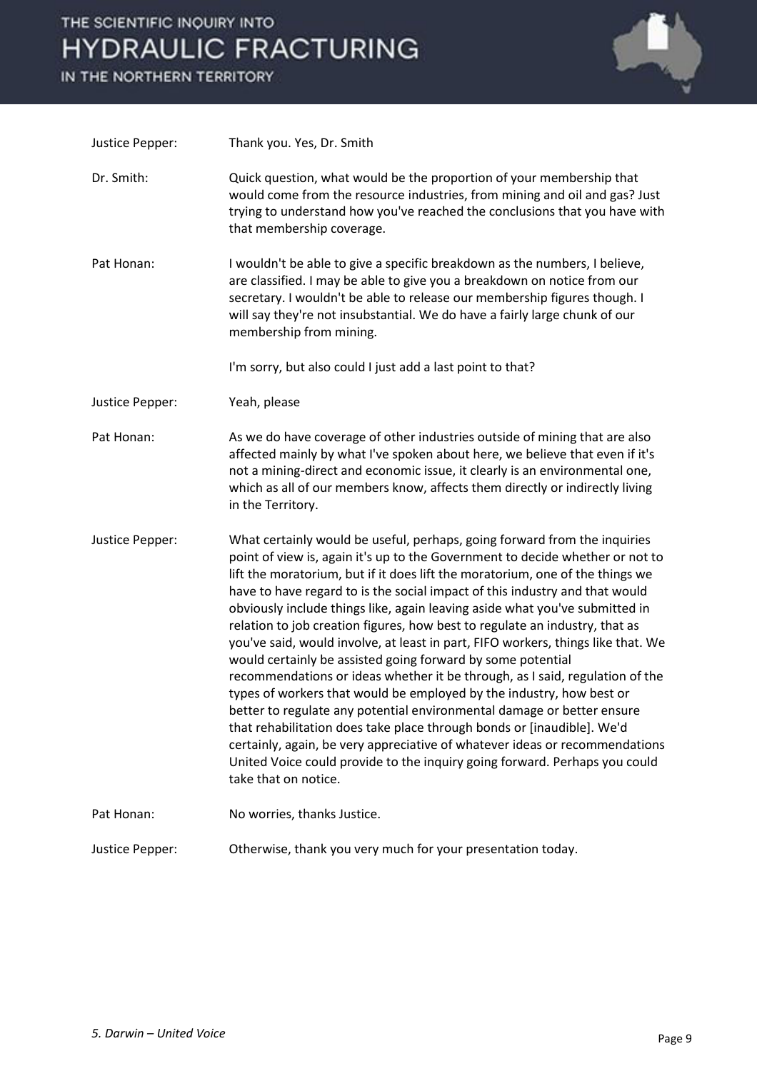Justice Pepper: Thank you. Yes, Dr. Smith

Dr. Smith: Quick question, what would be the proportion of your membership that would come from the resource industries, from mining and oil and gas? Just trying to understand how you've reached the conclusions that you have with that membership coverage.

Pat Honan: I wouldn't be able to give a specific breakdown as the numbers, I believe, are classified. I may be able to give you a breakdown on notice from our secretary. I wouldn't be able to release our membership figures though. I will say they're not insubstantial. We do have a fairly large chunk of our membership from mining.

I'm sorry, but also could I just add a last point to that?

Justice Pepper: Yeah, please

Pat Honan: As we do have coverage of other industries outside of mining that are also affected mainly by what I've spoken about here, we believe that even if it's not a mining-direct and economic issue, it clearly is an environmental one, which as all of our members know, affects them directly or indirectly living in the Territory.

Justice Pepper: What certainly would be useful, perhaps, going forward from the inquiries point of view is, again it's up to the Government to decide whether or not to lift the moratorium, but if it does lift the moratorium, one of the things we have to have regard to is the social impact of this industry and that would obviously include things like, again leaving aside what you've submitted in relation to job creation figures, how best to regulate an industry, that as you've said, would involve, at least in part, FIFO workers, things like that. We would certainly be assisted going forward by some potential recommendations or ideas whether it be through, as I said, regulation of the types of workers that would be employed by the industry, how best or better to regulate any potential environmental damage or better ensure that rehabilitation does take place through bonds or [inaudible]. We'd certainly, again, be very appreciative of whatever ideas or recommendations United Voice could provide to the inquiry going forward. Perhaps you could take that on notice.

Pat Honan: No worries, thanks Justice.

Justice Pepper: Otherwise, thank you very much for your presentation today.